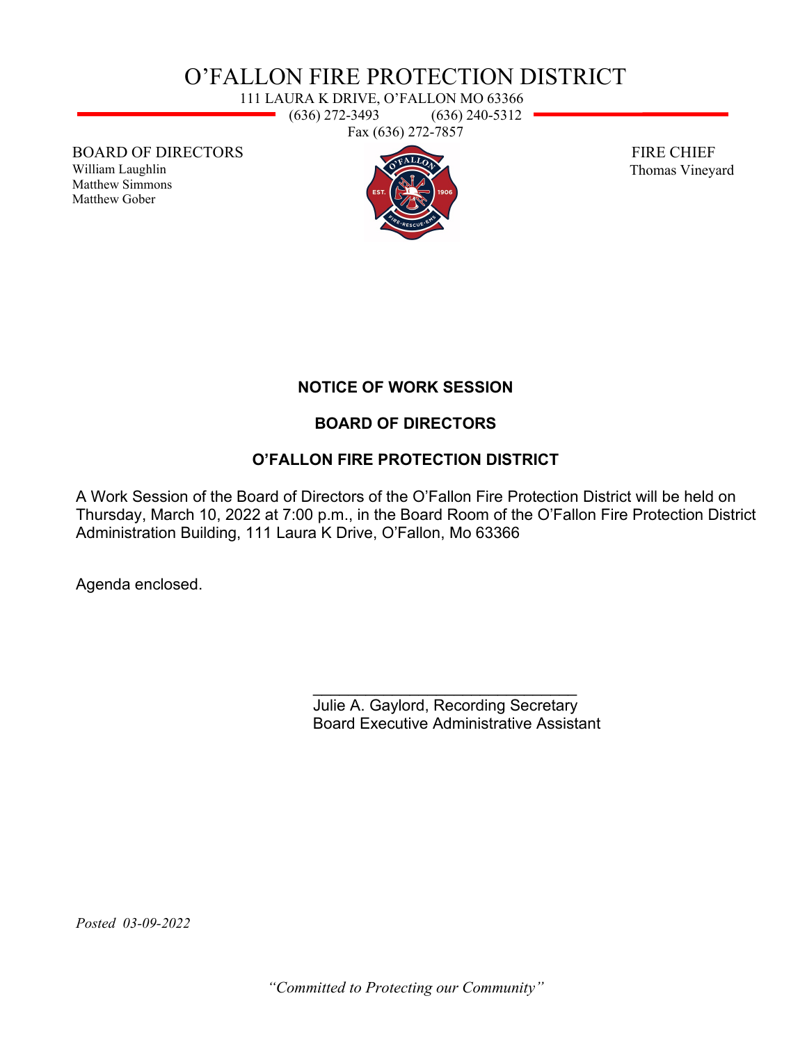# O'FALLON FIRE PROTECTION DISTRICT

111 LAURA K DRIVE, O'FALLON MO 63366
(636) 272-3493 (636) 240-5312
Fax (636) 272-7857

**BOARD OF DIRECTORS**
William Laughlin
Matthew Simmons
Matthew Gober

**FIRE CHIEF**
Thomas Vineyard

## NOTICE OF WORK SESSION

## BOARD OF DIRECTORS

## O'FALLON FIRE PROTECTION DISTRICT

A Work Session of the Board of Directors of the O'Fallon Fire Protection District will be held on Thursday, March 10, 2022 at 7:00 p.m., in the Board Room of the O'Fallon Fire Protection District Administration Building, 111 Laura K Drive, O'Fallon, Mo 63366

Agenda enclosed.

\_\_\_\_\_\_\_\_\_\_\_\_\_\_\_\_\_\_\_\_\_\_\_\_\_\_\_\_\_\_
Julie A. Gaylord, Recording Secretary
Board Executive Administrative Assistant

*Posted 03-09-2022*

*"Committed to Protecting our Community"*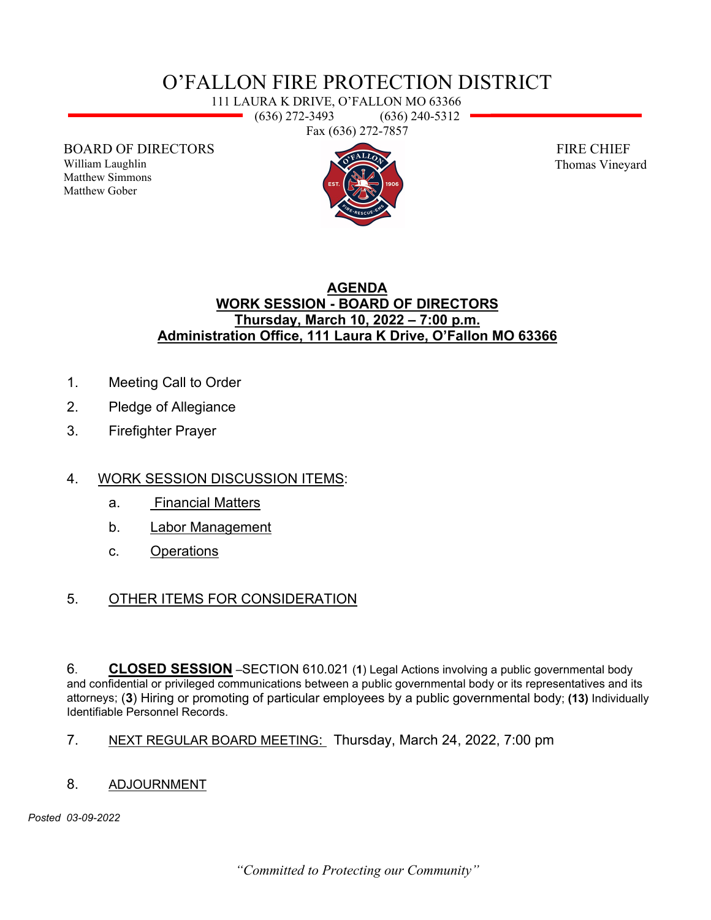# O'FALLON FIRE PROTECTION DISTRICT

111 LAURA K DRIVE, O'FALLON MO 63366
(636) 272-3493 (636) 240-5312
Fax (636) 272-7857

BOARD OF DIRECTORS
William Laughlin
Matthew Simmons
Matthew Gober

FIRE CHIEF
Thomas Vineyard

## AGENDA
## WORK SESSION - BOARD OF DIRECTORS
## Thursday, March 10, 2022 – 7:00 p.m.
## Administration Office, 111 Laura K Drive, O'Fallon MO 63366

1. Meeting Call to Order
2. Pledge of Allegiance
3. Firefighter Prayer
4. WORK SESSION DISCUSSION ITEMS:
   a. Financial Matters
   b. Labor Management
   c. Operations
5. OTHER ITEMS FOR CONSIDERATION
6. **CLOSED SESSION** –SECTION 610.021 (**1**) Legal Actions involving a public governmental body and confidential or privileged communications between a public governmental body or its representatives and its attorneys; (**3**) Hiring or promoting of particular employees by a public governmental body; **(13)** Individually Identifiable Personnel Records.
7. NEXT REGULAR BOARD MEETING: Thursday, March 24, 2022, 7:00 pm
8. ADJOURNMENT

*Posted 03-09-2022*

*"Committed to Protecting our Community"*